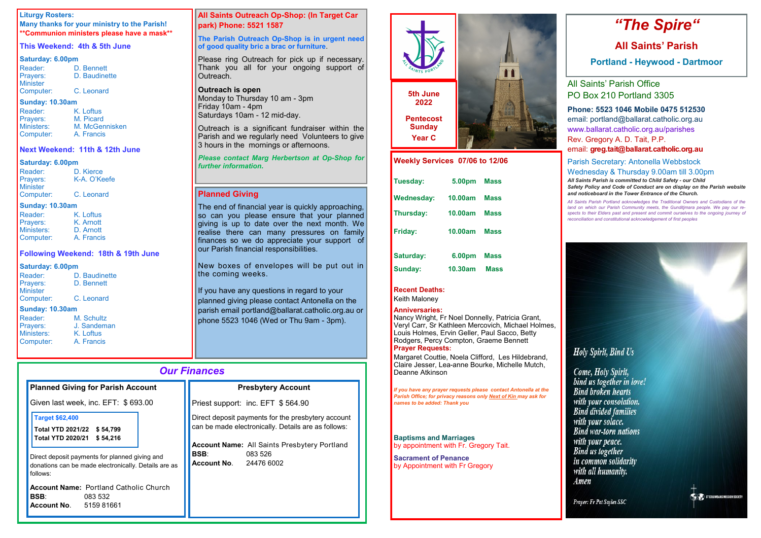# "The Spire"

## All Saints' Parish

### Portland - Heywood - Dartmoor

All Saints' Parish Office
PO Box 210 Portland 3305

**Phone: 5523 1046 Mobile 0475 512530**
email: portland@ballarat.catholic.org.au
www.ballarat.catholic.org.au/parishes
Rev. Gregory A. D. Tait, P.P.
email: **greg.tait@ballarat.catholic.org.au**

Parish Secretary: Antonella Webbstock
Wednesday & Thursday 9.00am till 3.00pm

***All Saints Parish is committed to Child Safety - our Child Safety Policy and Code of Conduct are on display on the Parish website and noticeboard in the Tower Entrance of the Church.***

*All Saints Parish Portland acknowledges the Traditional Owners and Custodians of the land on which our Parish Community meets, the Gunditjmara people. We pay our respects to their Elders past and present and commit ourselves to the ongoing journey of reconciliation and constitutional acknowledgement of first peoples*

**5th June 2022**

**Pentecost Sunday**

**Year C**

## Weekly Services 07/06 to 12/06

| | | |
|---|---|---|
| Tuesday: | 5.00pm | Mass |
| Wednesday: | 10.00am | Mass |
| Thursday: | 10.00am | Mass |
| Friday: | 10.00am | Mass |
| Saturday: | 6.00pm | Mass |
| Sunday: | 10.30am | Mass |

**Recent Deaths:**
Keith Maloney

**Anniversaries:**
Nancy Wright, Fr Noel Donnelly, Patricia Grant, Veryl Carr, Sr Kathleen Mercovich, Michael Holmes, Louis Holmes, Ervin Geller, Paul Sacco, Betty Rodgers, Percy Compton, Graeme Bennett

**Prayer Requests:**
Margaret Couttie, Noela Clifford, Les Hildebrand, Claire Jesser, Lea-anne Bourke, Michelle Mutch, Deanne Atkinson

***If you have any prayer requests please contact Antonella at the Parish Office; for privacy reasons only Next of Kin may ask for names to be added: Thank you***

**Baptisms and Marriages**
by appointment with Fr. Gregory Tait.

**Sacrament of Penance**
by Appointment with Fr Gregory

*Holy Spirit, Bind Us*

*Come, Holy Spirit,*
*bind us together in love!*
*Bind broken hearts*
*with your consolation.*
*Bind divided families*
*with your solace.*
*Bind war-torn nations*
*with your peace.*
*Bind us together*
*in common solidarity*
*with all humanity.*
*Amen*

*Prayer: Fr Pat Sayles SSC*

ST COLUMBANS MISSION SOCIETY

## Liturgy Rosters:

**Many thanks for your ministry to the Parish!**
**Communion ministers please have a mask**

### This Weekend: 4th & 5th June

**Saturday: 6.00pm**
Reader: D. Bennett
Prayers: D. Baudinette
Minister
Computer: C. Leonard

**Sunday: 10.30am**
Reader: K. Loftus
Prayers: M. Picard
Ministers: M. McGennisken
Computer: A. Francis

### Next Weekend: 11th & 12th June

**Saturday: 6.00pm**
Reader: D. Kierce
Prayers: K-A. O'Keefe
Minister
Computer: C. Leonard

**Sunday: 10.30am**
Reader: K. Loftus
Prayers: K. Arnott
Ministers: D. Arnott
Computer: A. Francis

### Following Weekend: 18th & 19th June

**Saturday: 6.00pm**
Reader: D. Baudinette
Prayers: D. Bennett
Minister
Computer: C. Leonard

**Sunday: 10.30am**
Reader: M. Schultz
Prayers: J. Sandeman
Ministers: K. Loftus
Computer: A. Francis

## All Saints Outreach Op-Shop: (In Target Car park) Phone: 5521 1587

**The Parish Outreach Op-Shop is in urgent need of good quality bric a brac or furniture.**

Please ring Outreach for pick up if necessary. Thank you all for your ongoing support of Outreach.

**Outreach is open**
Monday to Thursday 10 am - 3pm
Friday 10am - 4pm
Saturdays 10am - 12 mid-day.

Outreach is a significant fundraiser within the Parish and we regularly need Volunteers to give 3 hours in the mornings or afternoons.

***Please contact Marg Herbertson at Op-Shop for further information.***

## Planned Giving

The end of financial year is quickly approaching, so can you please ensure that your planned giving is up to date over the next month. We realise there can many pressures on family finances so we do appreciate your support of our Parish financial responsibilities.

New boxes of envelopes will be put out in the coming weeks.

If you have any questions in regard to your planned giving please contact Antonella on the parish email portland@ballarat.catholic.org.au or phone 5523 1046 (Wed or Thu 9am - 3pm).

## *Our Finances*

### Planned Giving for Parish Account

Given last week, inc. EFT: $ 693.00

**Target $62,400**

| | |
|---|---|
| **Total YTD 2021/22** | **$ 54,799** |
| **Total YTD 2020/21** | **$ 54,216** |

Direct deposit payments for planned giving and donations can be made electronically. Details are as follows:

**Account Name:** Portland Catholic Church
**BSB**: 083 532
**Account No**. 5159 81661

### Presbytery Account

Priest support: inc. EFT $ 564.90

Direct deposit payments for the presbytery account can be made electronically. Details are as follows:

**Account Name:** All Saints Presbytery Portland
**BSB**: 083 526
**Account No**. 24476 6002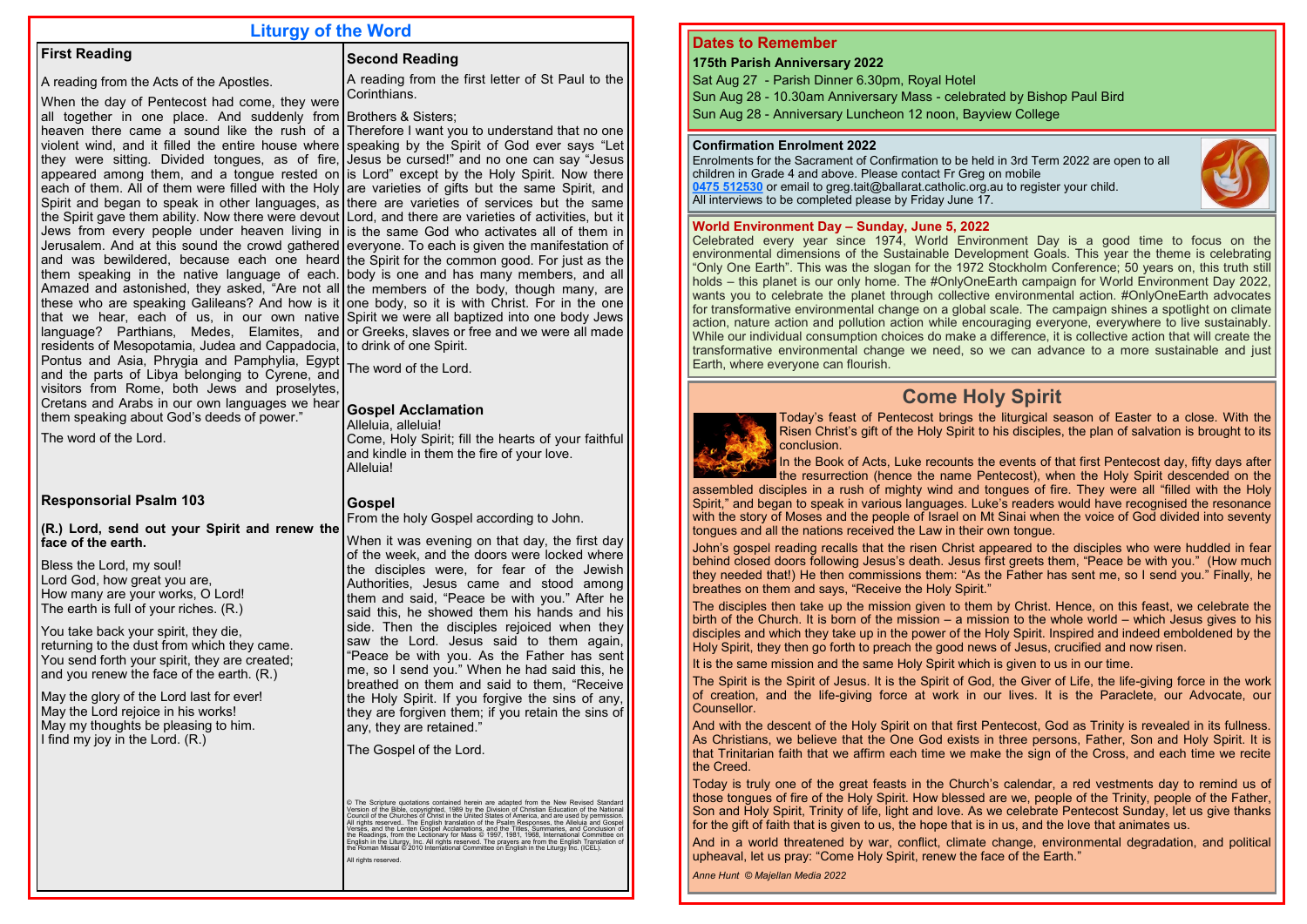# Liturgy of the Word

## First Reading

A reading from the Acts of the Apostles.

When the day of Pentecost had come, they were all together in one place. And suddenly from heaven there came a sound like the rush of a violent wind, and it filled the entire house where they were sitting. Divided tongues, as of fire, appeared among them, and a tongue rested on each of them. All of them were filled with the Holy Spirit and began to speak in other languages, as the Spirit gave them ability. Now there were devout Jews from every people under heaven living in Jerusalem. And at this sound the crowd gathered and was bewildered, because each one heard them speaking in the native language of each. Amazed and astonished, they asked, "Are not all these who are speaking Galileans? And how is it that we hear, each of us, in our own native language? Parthians, Medes, Elamites, and residents of Mesopotamia, Judea and Cappadocia, Pontus and Asia, Phrygia and Pamphylia, Egypt and the parts of Libya belonging to Cyrene, and visitors from Rome, both Jews and proselytes, Cretans and Arabs in our own languages we hear them speaking about God's deeds of power."

The word of the Lord.

## Responsorial Psalm 103

**(R.) Lord, send out your Spirit and renew the face of the earth.**

Bless the Lord, my soul!
Lord God, how great you are,
How many are your works, O Lord!
The earth is full of your riches. (R.)

You take back your spirit, they die,
returning to the dust from which they came.
You send forth your spirit, they are created;
and you renew the face of the earth. (R.)

May the glory of the Lord last for ever!
May the Lord rejoice in his works!
May my thoughts be pleasing to him.
I find my joy in the Lord. (R.)

## Second Reading

A reading from the first letter of St Paul to the Corinthians.

Brothers & Sisters;
Therefore I want you to understand that no one speaking by the Spirit of God ever says "Let Jesus be cursed!" and no one can say "Jesus is Lord" except by the Holy Spirit. Now there are varieties of gifts but the same Spirit, and there are varieties of services but the same Lord, and there are varieties of activities, but it is the same God who activates all of them in everyone. To each is given the manifestation of the Spirit for the common good. For just as the body is one and has many members, and all the members of the body, though many, are one body, so it is with Christ. For in the one Spirit we were all baptized into one body Jews or Greeks, slaves or free and we were all made to drink of one Spirit.

The word of the Lord.

## Gospel Acclamation

Alleluia, alleluia!
Come, Holy Spirit; fill the hearts of your faithful and kindle in them the fire of your love.
Alleluia!

## Gospel

From the holy Gospel according to John.

When it was evening on that day, the first day of the week, and the doors were locked where the disciples were, for fear of the Jewish Authorities, Jesus came and stood among them and said, "Peace be with you." After he said this, he showed them his hands and his side. Then the disciples rejoiced when they saw the Lord. Jesus said to them again, "Peace be with you. As the Father has sent me, so I send you." When he had said this, he breathed on them and said to them, "Receive the Holy Spirit. If you forgive the sins of any, they are forgiven them; if you retain the sins of any, they are retained."

The Gospel of the Lord.

© The Scripture quotations contained herein are adapted from the New Revised Standard Version of the Bible, copyrighted, 1989 by the Division of Christian Education of the National Council of the Churches of Christ in the United States of America, and are used by permission. All rights reserved.. The English translation of the Psalm Responses, the Alleluia and Gospel Verses, and the Lenten Gospel Acclamations, and the Titles, Summaries, and Conclusion of the Readings, from the Lectionary for Mass © 1997, 1981, 1968, International Committee on English in the Liturgy, Inc. All rights reserved. The prayers are from the English Translation of the Roman Missal © 2010 International Committee on English in the Liturgy Inc. (ICEL).

All rights reserved.

## Dates to Remember

**175th Parish Anniversary 2022**

Sat Aug 27 - Parish Dinner 6.30pm, Royal Hotel
Sun Aug 28 - 10.30am Anniversary Mass - celebrated by Bishop Paul Bird
Sun Aug 28 - Anniversary Luncheon 12 noon, Bayview College

## Confirmation Enrolment 2022

Enrolments for the Sacrament of Confirmation to be held in 3rd Term 2022 are open to all children in Grade 4 and above. Please contact Fr Greg on mobile **0475 512530** or email to greg.tait@ballarat.catholic.org.au to register your child. All interviews to be completed please by Friday June 17.

## World Environment Day – Sunday, June 5, 2022

Celebrated every year since 1974, World Environment Day is a good time to focus on the environmental dimensions of the Sustainable Development Goals. This year the theme is celebrating "Only One Earth". This was the slogan for the 1972 Stockholm Conference; 50 years on, this truth still holds – this planet is our only home. The #OnlyOneEarth campaign for World Environment Day 2022, wants you to celebrate the planet through collective environmental action. #OnlyOneEarth advocates for transformative environmental change on a global scale. The campaign shines a spotlight on climate action, nature action and pollution action while encouraging everyone, everywhere to live sustainably. While our individual consumption choices do make a difference, it is collective action that will create the transformative environmental change we need, so we can advance to a more sustainable and just Earth, where everyone can flourish.

## Come Holy Spirit

Today's feast of Pentecost brings the liturgical season of Easter to a close. With the Risen Christ's gift of the Holy Spirit to his disciples, the plan of salvation is brought to its conclusion.

In the Book of Acts, Luke recounts the events of that first Pentecost day, fifty days after the resurrection (hence the name Pentecost), when the Holy Spirit descended on the assembled disciples in a rush of mighty wind and tongues of fire. They were all "filled with the Holy Spirit," and began to speak in various languages. Luke's readers would have recognised the resonance with the story of Moses and the people of Israel on Mt Sinai when the voice of God divided into seventy tongues and all the nations received the Law in their own tongue.

John's gospel reading recalls that the risen Christ appeared to the disciples who were huddled in fear behind closed doors following Jesus's death. Jesus first greets them, "Peace be with you." (How much they needed that!) He then commissions them: "As the Father has sent me, so I send you." Finally, he breathes on them and says, "Receive the Holy Spirit."

The disciples then take up the mission given to them by Christ. Hence, on this feast, we celebrate the birth of the Church. It is born of the mission – a mission to the whole world – which Jesus gives to his disciples and which they take up in the power of the Holy Spirit. Inspired and indeed emboldened by the Holy Spirit, they then go forth to preach the good news of Jesus, crucified and now risen.

It is the same mission and the same Holy Spirit which is given to us in our time.

The Spirit is the Spirit of Jesus. It is the Spirit of God, the Giver of Life, the life-giving force in the work of creation, and the life-giving force at work in our lives. It is the Paraclete, our Advocate, our Counsellor.

And with the descent of the Holy Spirit on that first Pentecost, God as Trinity is revealed in its fullness. As Christians, we believe that the One God exists in three persons, Father, Son and Holy Spirit. It is that Trinitarian faith that we affirm each time we make the sign of the Cross, and each time we recite the Creed.

Today is truly one of the great feasts in the Church's calendar, a red vestments day to remind us of those tongues of fire of the Holy Spirit. How blessed are we, people of the Trinity, people of the Father, Son and Holy Spirit, Trinity of life, light and love. As we celebrate Pentecost Sunday, let us give thanks for the gift of faith that is given to us, the hope that is in us, and the love that animates us.

And in a world threatened by war, conflict, climate change, environmental degradation, and political upheaval, let us pray: "Come Holy Spirit, renew the face of the Earth."

*Anne Hunt © Majellan Media 2022*